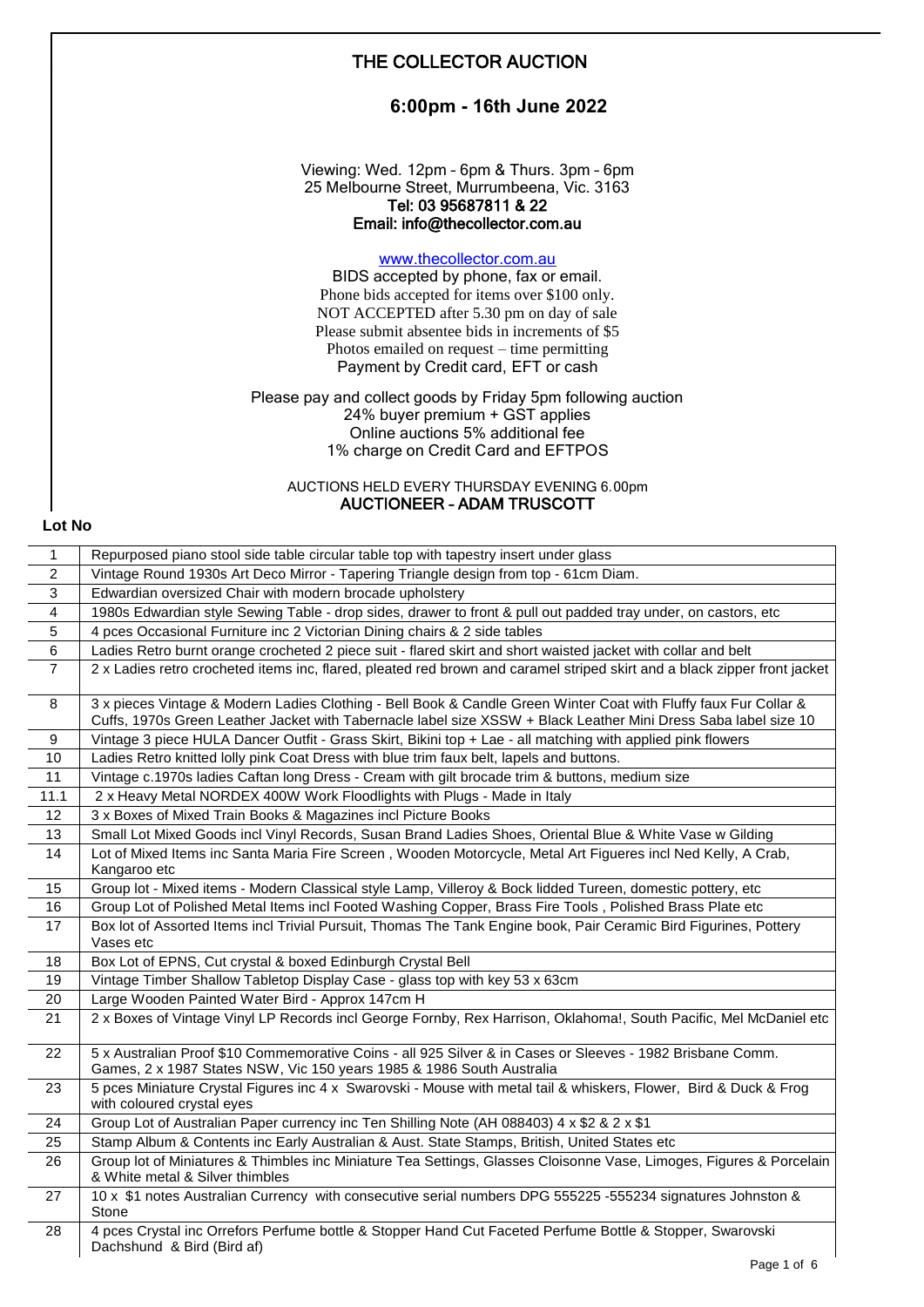# THE COLLECTOR AUCTION

## 6:00pm - 16th June 2022

Viewing: Wed. 12pm – 6pm & Thurs. 3pm – 6pm
25 Melbourne Street, Murrumbeena, Vic. 3163
**Tel: 03 95687811 & 22**
**Email: info@thecollector.com.au**

www.thecollector.com.au

BIDS accepted by phone, fax or email.
Phone bids accepted for items over $100 only.
NOT ACCEPTED after 5.30 pm on day of sale
Please submit absentee bids in increments of $5
Photos emailed on request – time permitting
Payment by Credit card, EFT or cash

Please pay and collect goods by Friday 5pm following auction
24% buyer premium + GST applies
Online auctions 5% additional fee
1% charge on Credit Card and EFTPOS

AUCTIONS HELD EVERY THURSDAY EVENING 6.00pm
**AUCTIONEER – ADAM TRUSCOTT**

| Lot No | |
|---|---|
| 1 | Repurposed piano stool side table circular table top with tapestry insert under glass |
| 2 | Vintage Round 1930s Art Deco Mirror - Tapering Triangle design from top - 61cm Diam. |
| 3 | Edwardian oversized Chair with modern brocade upholstery |
| 4 | 1980s Edwardian style Sewing Table - drop sides, drawer to front & pull out padded tray under, on castors, etc |
| 5 | 4 pces Occasional Furniture inc 2 Victorian Dining chairs & 2 side tables |
| 6 | Ladies Retro burnt orange crocheted 2 piece suit - flared skirt and short waisted jacket with collar and belt |
| 7 | 2 x Ladies retro crocheted items inc, flared, pleated red brown and caramel striped skirt and a black zipper front jacket |
| 8 | 3 x pieces Vintage & Modern Ladies Clothing - Bell Book & Candle Green Winter Coat with Fluffy faux Fur Collar & Cuffs, 1970s Green Leather Jacket with Tabernacle label size XSSW + Black Leather Mini Dress Saba label size 10 |
| 9 | Vintage 3 piece HULA Dancer Outfit - Grass Skirt, Bikini top + Lae - all matching with applied pink flowers |
| 10 | Ladies Retro knitted lolly pink Coat Dress with blue trim faux belt, lapels and buttons. |
| 11 | Vintage c.1970s ladies Caftan long Dress - Cream with gilt brocade trim & buttons, medium size |
| 11.1 | 2 x Heavy Metal NORDEX 400W Work Floodlights with Plugs - Made in Italy |
| 12 | 3 x Boxes of Mixed Train Books & Magazines incl Picture Books |
| 13 | Small Lot Mixed Goods incl Vinyl Records, Susan Brand Ladies Shoes, Oriental Blue & White Vase w Gilding |
| 14 | Lot of Mixed Items inc Santa Maria Fire Screen , Wooden Motorcycle, Metal Art Figueres incl Ned Kelly, A Crab, Kangaroo etc |
| 15 | Group lot - Mixed items - Modern Classical style Lamp, Villeroy & Bock lidded Tureen, domestic pottery, etc |
| 16 | Group Lot of Polished Metal Items incl Footed Washing Copper, Brass Fire Tools , Polished Brass Plate etc |
| 17 | Box lot of Assorted Items incl Trivial Pursuit, Thomas The Tank Engine book, Pair Ceramic Bird Figurines, Pottery Vases etc |
| 18 | Box Lot of EPNS, Cut crystal & boxed Edinburgh Crystal Bell |
| 19 | Vintage Timber Shallow Tabletop Display Case - glass top with key 53 x 63cm |
| 20 | Large Wooden Painted Water Bird - Approx 147cm H |
| 21 | 2 x Boxes of Vintage Vinyl LP Records incl George Fornby, Rex Harrison, Oklahoma!, South Pacific, Mel McDaniel etc |
| 22 | 5 x Australian Proof $10 Commemorative Coins - all 925 Silver & in Cases or Sleeves - 1982 Brisbane Comm. Games, 2 x 1987 States NSW, Vic 150 years 1985 & 1986 South Australia |
| 23 | 5 pces Miniature Crystal Figures inc 4 x Swarovski - Mouse with metal tail & whiskers, Flower, Bird & Duck & Frog with coloured crystal eyes |
| 24 | Group Lot of Australian Paper currency inc Ten Shilling Note (AH 088403) 4 x $2 & 2 x $1 |
| 25 | Stamp Album & Contents inc Early Australian & Aust. State Stamps, British, United States etc |
| 26 | Group lot of Miniatures & Thimbles inc Miniature Tea Settings, Glasses Cloisonne Vase, Limoges, Figures & Porcelain & White metal & Silver thimbles |
| 27 | 10 x $1 notes Australian Currency with consecutive serial numbers DPG 555225 -555234 signatures Johnston & Stone |
| 28 | 4 pces Crystal inc Orrefors Perfume bottle & Stopper Hand Cut Faceted Perfume Bottle & Stopper, Swarovski Dachshund & Bird (Bird af) |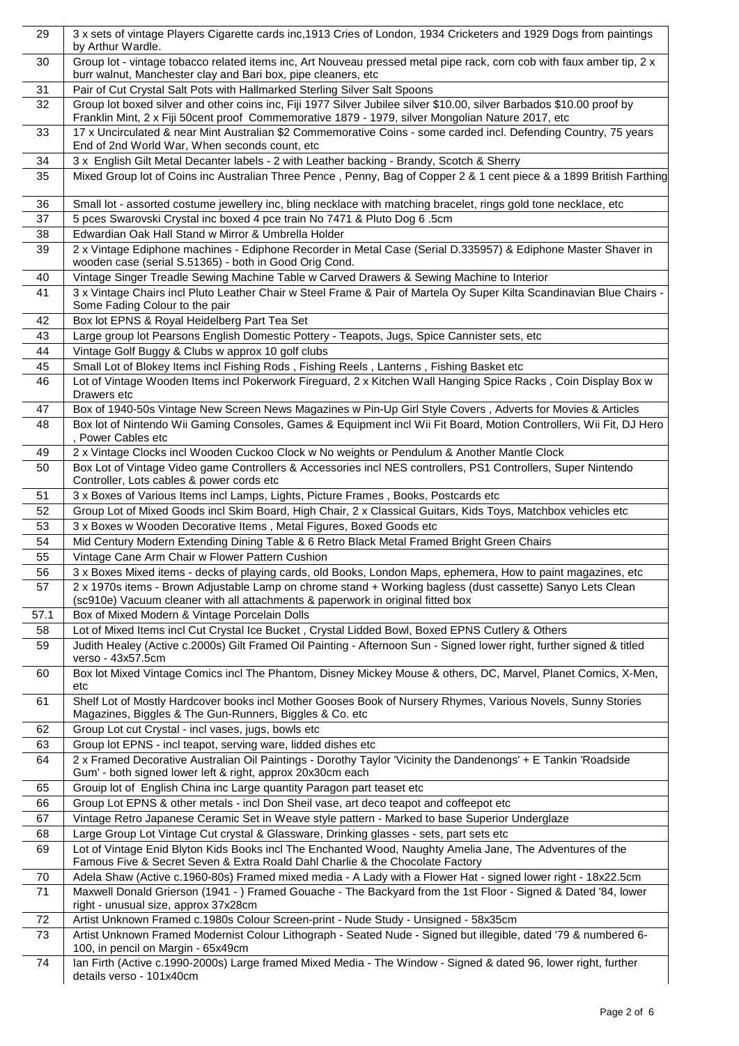| | |
|---|---|
| 29 | 3 x sets of vintage Players Cigarette cards inc,1913 Cries of London, 1934 Cricketers and 1929 Dogs from paintings by Arthur Wardle. |
| 30 | Group lot - vintage tobacco related items inc, Art Nouveau pressed metal pipe rack, corn cob with faux amber tip, 2 x burr walnut, Manchester clay and Bari box, pipe cleaners, etc |
| 31 | Pair of Cut Crystal Salt Pots with Hallmarked Sterling Silver Salt Spoons |
| 32 | Group lot boxed silver and other coins inc, Fiji 1977 Silver Jubilee silver $10.00, silver Barbados $10.00 proof by Franklin Mint, 2 x Fiji 50cent proof Commemorative 1879 - 1979, silver Mongolian Nature 2017, etc |
| 33 | 17 x Uncirculated & near Mint Australian $2 Commemorative Coins - some carded incl. Defending Country, 75 years End of 2nd World War, When seconds count, etc |
| 34 | 3 x English Gilt Metal Decanter labels - 2 with Leather backing - Brandy, Scotch & Sherry |
| 35 | Mixed Group lot of Coins inc Australian Three Pence , Penny, Bag of Copper 2 & 1 cent piece & a 1899 British Farthing |
| 36 | Small lot - assorted costume jewellery inc, bling necklace with matching bracelet, rings gold tone necklace, etc |
| 37 | 5 pces Swarovski Crystal inc boxed 4 pce train No 7471 & Pluto Dog 6 .5cm |
| 38 | Edwardian Oak Hall Stand w Mirror & Umbrella Holder |
| 39 | 2 x Vintage Ediphone machines - Ediphone Recorder in Metal Case (Serial D.335957) & Ediphone Master Shaver in wooden case (serial S.51365) - both in Good Orig Cond. |
| 40 | Vintage Singer Treadle Sewing Machine Table w Carved Drawers & Sewing Machine to Interior |
| 41 | 3 x Vintage Chairs incl Pluto Leather Chair w Steel Frame & Pair of Martela Oy Super Kilta Scandinavian Blue Chairs - Some Fading Colour to the pair |
| 42 | Box lot EPNS & Royal Heidelberg Part Tea Set |
| 43 | Large group lot Pearsons English Domestic Pottery - Teapots, Jugs, Spice Cannister sets, etc |
| 44 | Vintage Golf Buggy & Clubs w approx 10 golf clubs |
| 45 | Small Lot of Blokey Items incl Fishing Rods , Fishing Reels , Lanterns , Fishing Basket etc |
| 46 | Lot of Vintage Wooden Items incl Pokerwork Fireguard, 2 x Kitchen Wall Hanging Spice Racks , Coin Display Box w Drawers etc |
| 47 | Box of 1940-50s Vintage New Screen News Magazines w Pin-Up Girl Style Covers , Adverts for Movies & Articles |
| 48 | Box lot of Nintendo Wii Gaming Consoles, Games & Equipment incl Wii Fit Board, Motion Controllers, Wii Fit, DJ Hero , Power Cables etc |
| 49 | 2 x Vintage Clocks incl Wooden Cuckoo Clock w No weights or Pendulum & Another Mantle Clock |
| 50 | Box Lot of Vintage Video game Controllers & Accessories incl NES controllers, PS1 Controllers, Super Nintendo Controller, Lots cables & power cords etc |
| 51 | 3 x Boxes of Various Items incl Lamps, Lights, Picture Frames , Books, Postcards etc |
| 52 | Group Lot of Mixed Goods incl Skim Board, High Chair, 2 x Classical Guitars, Kids Toys, Matchbox vehicles etc |
| 53 | 3 x Boxes w Wooden Decorative Items , Metal Figures, Boxed Goods etc |
| 54 | Mid Century Modern Extending Dining Table & 6 Retro Black Metal Framed Bright Green Chairs |
| 55 | Vintage Cane Arm Chair w Flower Pattern Cushion |
| 56 | 3 x Boxes Mixed items - decks of playing cards, old Books, London Maps, ephemera, How to paint magazines, etc |
| 57 | 2 x 1970s items - Brown Adjustable Lamp on chrome stand + Working bagless (dust cassette) Sanyo Lets Clean (sc910e) Vacuum cleaner with all attachments & paperwork in original fitted box |
| 57.1 | Box of Mixed Modern & Vintage Porcelain Dolls |
| 58 | Lot of Mixed Items incl Cut Crystal Ice Bucket , Crystal Lidded Bowl, Boxed EPNS Cutlery & Others |
| 59 | Judith Healey (Active c.2000s) Gilt Framed Oil Painting - Afternoon Sun - Signed lower right, further signed & titled verso - 43x57.5cm |
| 60 | Box lot Mixed Vintage Comics incl The Phantom, Disney Mickey Mouse & others, DC, Marvel, Planet Comics, X-Men, etc |
| 61 | Shelf Lot of Mostly Hardcover books incl Mother Gooses Book of Nursery Rhymes, Various Novels, Sunny Stories Magazines, Biggles & The Gun-Runners, Biggles & Co. etc |
| 62 | Group Lot cut Crystal - incl vases, jugs, bowls etc |
| 63 | Group lot EPNS - incl teapot, serving ware, lidded dishes etc |
| 64 | 2 x Framed Decorative Australian Oil Paintings - Dorothy Taylor 'Vicinity the Dandenongs' + E Tankin 'Roadside Gum' - both signed lower left & right, approx 20x30cm each |
| 65 | Grouip lot of English China inc Large quantity Paragon part teaset etc |
| 66 | Group Lot EPNS & other metals - incl Don Sheil vase, art deco teapot and coffeepot etc |
| 67 | Vintage Retro Japanese Ceramic Set in Weave style pattern - Marked to base Superior Underglaze |
| 68 | Large Group Lot Vintage Cut crystal & Glassware, Drinking glasses - sets, part sets etc |
| 69 | Lot of Vintage Enid Blyton Kids Books incl The Enchanted Wood, Naughty Amelia Jane, The Adventures of the Famous Five & Secret Seven & Extra Roald Dahl Charlie & the Chocolate Factory |
| 70 | Adela Shaw (Active c.1960-80s) Framed mixed media - A Lady with a Flower Hat - signed lower right - 18x22.5cm |
| 71 | Maxwell Donald Grierson (1941 - ) Framed Gouache - The Backyard from the 1st Floor - Signed & Dated '84, lower right - unusual size, approx 37x28cm |
| 72 | Artist Unknown Framed c.1980s Colour Screen-print - Nude Study - Unsigned - 58x35cm |
| 73 | Artist Unknown Framed Modernist Colour Lithograph - Seated Nude - Signed but illegible, dated '79 & numbered 6-100, in pencil on Margin - 65x49cm |
| 74 | Ian Firth (Active c.1990-2000s) Large framed Mixed Media - The Window - Signed & dated 96, lower right, further details verso - 101x40cm |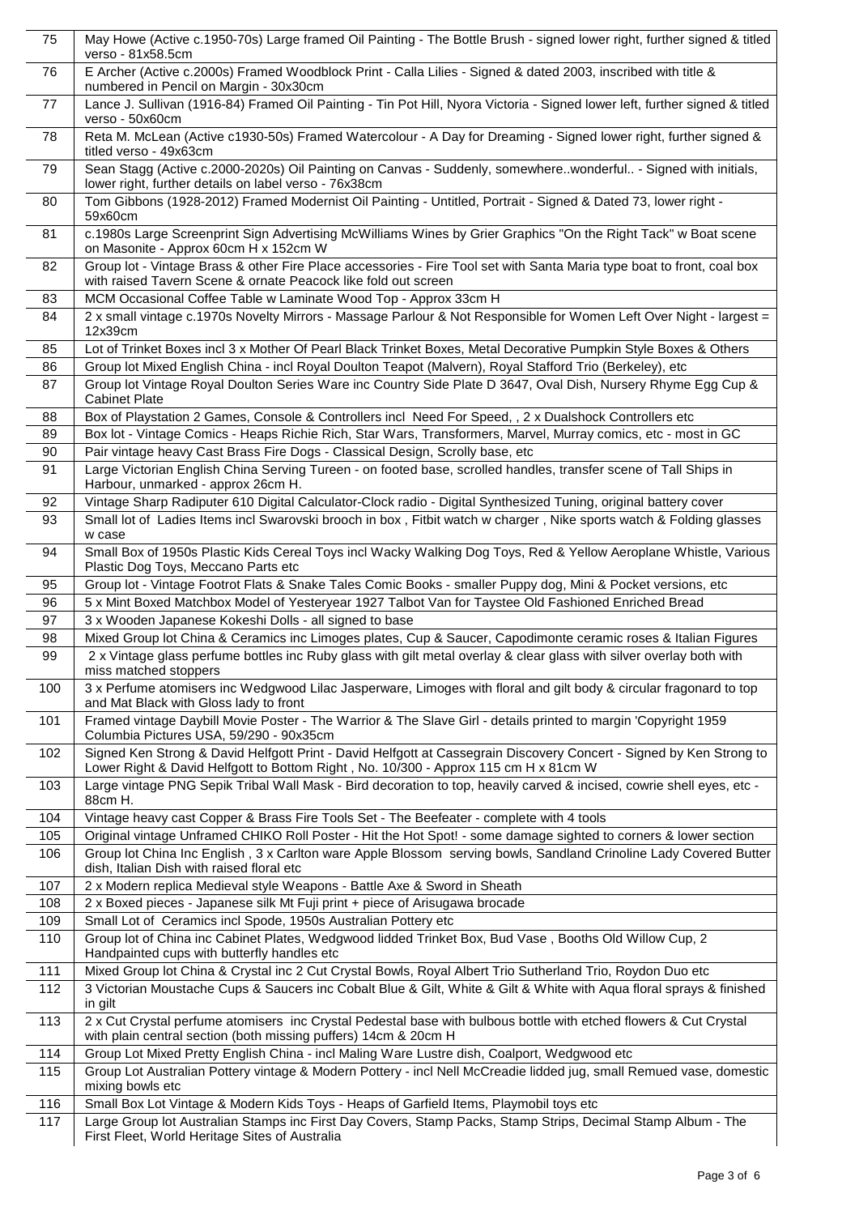| | |
|---|---|
| 75 | May Howe (Active c.1950-70s) Large framed Oil Painting - The Bottle Brush - signed lower right, further signed & titled verso - 81x58.5cm |
| 76 | E Archer (Active c.2000s) Framed Woodblock Print - Calla Lilies - Signed & dated 2003, inscribed with title & numbered in Pencil on Margin - 30x30cm |
| 77 | Lance J. Sullivan (1916-84) Framed Oil Painting - Tin Pot Hill, Nyora Victoria - Signed lower left, further signed & titled verso - 50x60cm |
| 78 | Reta M. McLean (Active c1930-50s) Framed Watercolour - A Day for Dreaming - Signed lower right, further signed & titled verso - 49x63cm |
| 79 | Sean Stagg (Active c.2000-2020s) Oil Painting on Canvas - Suddenly, somewhere..wonderful.. - Signed with initials, lower right, further details on label verso - 76x38cm |
| 80 | Tom Gibbons (1928-2012) Framed Modernist Oil Painting - Untitled, Portrait - Signed & Dated 73, lower right - 59x60cm |
| 81 | c.1980s Large Screenprint Sign Advertising McWilliams Wines by Grier Graphics "On the Right Tack" w Boat scene on Masonite - Approx 60cm H x 152cm W |
| 82 | Group lot - Vintage Brass & other Fire Place accessories - Fire Tool set with Santa Maria type boat to front, coal box with raised Tavern Scene & ornate Peacock like fold out screen |
| 83 | MCM Occasional Coffee Table w Laminate Wood Top - Approx 33cm H |
| 84 | 2 x small vintage c.1970s Novelty Mirrors - Massage Parlour & Not Responsible for Women Left Over Night - largest = 12x39cm |
| 85 | Lot of Trinket Boxes incl 3 x Mother Of Pearl Black Trinket Boxes, Metal Decorative Pumpkin Style Boxes & Others |
| 86 | Group lot Mixed English China - incl Royal Doulton Teapot (Malvern), Royal Stafford Trio (Berkeley), etc |
| 87 | Group lot Vintage Royal Doulton Series Ware inc Country Side Plate D 3647, Oval Dish, Nursery Rhyme Egg Cup & Cabinet Plate |
| 88 | Box of Playstation 2 Games, Console & Controllers incl Need For Speed, , 2 x Dualshock Controllers etc |
| 89 | Box lot - Vintage Comics - Heaps Richie Rich, Star Wars, Transformers, Marvel, Murray comics, etc - most in GC |
| 90 | Pair vintage heavy Cast Brass Fire Dogs - Classical Design, Scrolly base, etc |
| 91 | Large Victorian English China Serving Tureen - on footed base, scrolled handles, transfer scene of Tall Ships in Harbour, unmarked - approx 26cm H. |
| 92 | Vintage Sharp Radiputer 610 Digital Calculator-Clock radio - Digital Synthesized Tuning, original battery cover |
| 93 | Small lot of Ladies Items incl Swarovski brooch in box , Fitbit watch w charger , Nike sports watch & Folding glasses w case |
| 94 | Small Box of 1950s Plastic Kids Cereal Toys incl Wacky Walking Dog Toys, Red & Yellow Aeroplane Whistle, Various Plastic Dog Toys, Meccano Parts etc |
| 95 | Group lot - Vintage Footrot Flats & Snake Tales Comic Books - smaller Puppy dog, Mini & Pocket versions, etc |
| 96 | 5 x Mint Boxed Matchbox Model of Yesteryear 1927 Talbot Van for Taystee Old Fashioned Enriched Bread |
| 97 | 3 x Wooden Japanese Kokeshi Dolls - all signed to base |
| 98 | Mixed Group lot China & Ceramics inc Limoges plates, Cup & Saucer, Capodimonte ceramic roses & Italian Figures |
| 99 | 2 x Vintage glass perfume bottles inc Ruby glass with gilt metal overlay & clear glass with silver overlay both with miss matched stoppers |
| 100 | 3 x Perfume atomisers inc Wedgwood Lilac Jasperware, Limoges with floral and gilt body & circular fragonard to top and Mat Black with Gloss lady to front |
| 101 | Framed vintage Daybill Movie Poster - The Warrior & The Slave Girl - details printed to margin 'Copyright 1959 Columbia Pictures USA, 59/290 - 90x35cm |
| 102 | Signed Ken Strong & David Helfgott Print - David Helfgott at Cassegrain Discovery Concert - Signed by Ken Strong to Lower Right & David Helfgott to Bottom Right , No. 10/300 - Approx 115 cm H x 81cm W |
| 103 | Large vintage PNG Sepik Tribal Wall Mask - Bird decoration to top, heavily carved & incised, cowrie shell eyes, etc - 88cm H. |
| 104 | Vintage heavy cast Copper & Brass Fire Tools Set - The Beefeater - complete with 4 tools |
| 105 | Original vintage Unframed CHIKO Roll Poster - Hit the Hot Spot! - some damage sighted to corners & lower section |
| 106 | Group lot China Inc English , 3 x Carlton ware Apple Blossom serving bowls, Sandland Crinoline Lady Covered Butter dish, Italian Dish with raised floral etc |
| 107 | 2 x Modern replica Medieval style Weapons - Battle Axe & Sword in Sheath |
| 108 | 2 x Boxed pieces - Japanese silk Mt Fuji print + piece of Arisugawa brocade |
| 109 | Small Lot of Ceramics incl Spode, 1950s Australian Pottery etc |
| 110 | Group lot of China inc Cabinet Plates, Wedgwood lidded Trinket Box, Bud Vase , Booths Old Willow Cup, 2 Handpainted cups with butterfly handles etc |
| 111 | Mixed Group lot China & Crystal inc 2 Cut Crystal Bowls, Royal Albert Trio Sutherland Trio, Roydon Duo etc |
| 112 | 3 Victorian Moustache Cups & Saucers inc Cobalt Blue & Gilt, White & Gilt & White with Aqua floral sprays & finished in gilt |
| 113 | 2 x Cut Crystal perfume atomisers inc Crystal Pedestal base with bulbous bottle with etched flowers & Cut Crystal with plain central section (both missing puffers) 14cm & 20cm H |
| 114 | Group Lot Mixed Pretty English China - incl Maling Ware Lustre dish, Coalport, Wedgwood etc |
| 115 | Group Lot Australian Pottery vintage & Modern Pottery - incl Nell McCreadie lidded jug, small Remued vase, domestic mixing bowls etc |
| 116 | Small Box Lot Vintage & Modern Kids Toys - Heaps of Garfield Items, Playmobil toys etc |
| 117 | Large Group lot Australian Stamps inc First Day Covers, Stamp Packs, Stamp Strips, Decimal Stamp Album - The First Fleet, World Heritage Sites of Australia |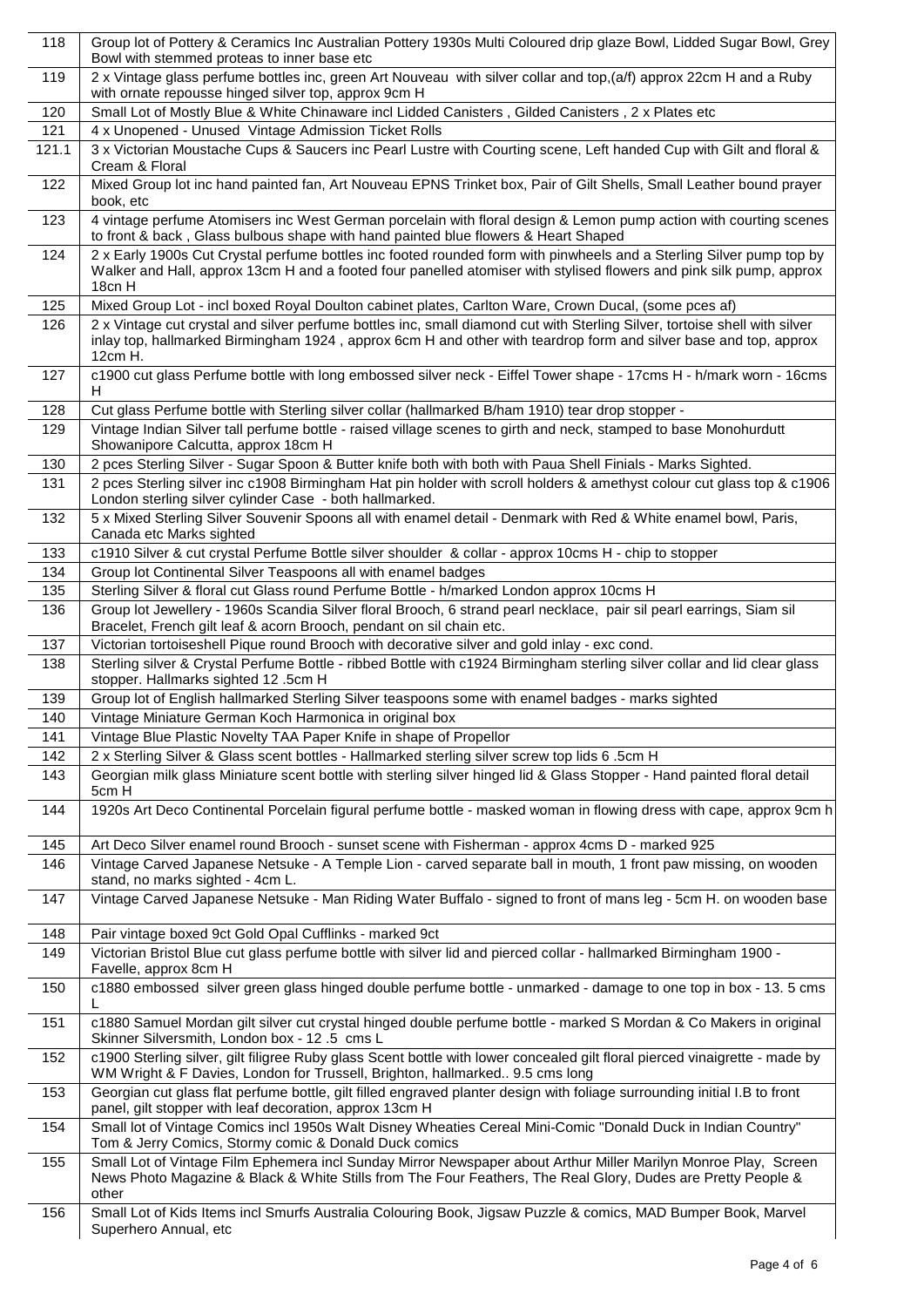| 118 | Group lot of Pottery & Ceramics Inc Australian Pottery 1930s Multi Coloured drip glaze Bowl, Lidded Sugar Bowl, Grey Bowl with stemmed proteas to inner base etc |
|---|---|
| 119 | 2 x Vintage glass perfume bottles inc, green Art Nouveau with silver collar and top,(a/f) approx 22cm H and a Ruby with ornate repousse hinged silver top, approx 9cm H |
| 120 | Small Lot of Mostly Blue & White Chinaware incl Lidded Canisters , Gilded Canisters , 2 x Plates etc |
| 121 | 4 x Unopened - Unused Vintage Admission Ticket Rolls |
| 121.1 | 3 x Victorian Moustache Cups & Saucers inc Pearl Lustre with Courting scene, Left handed Cup with Gilt and floral & Cream & Floral |
| 122 | Mixed Group lot inc hand painted fan, Art Nouveau EPNS Trinket box, Pair of Gilt Shells, Small Leather bound prayer book, etc |
| 123 | 4 vintage perfume Atomisers inc West German porcelain with floral design & Lemon pump action with courting scenes to front & back , Glass bulbous shape with hand painted blue flowers & Heart Shaped |
| 124 | 2 x Early 1900s Cut Crystal perfume bottles inc footed rounded form with pinwheels and a Sterling Silver pump top by Walker and Hall, approx 13cm H and a footed four panelled atomiser with stylised flowers and pink silk pump, approx 18cn H |
| 125 | Mixed Group Lot - incl boxed Royal Doulton cabinet plates, Carlton Ware, Crown Ducal, (some pces af) |
| 126 | 2 x Vintage cut crystal and silver perfume bottles inc, small diamond cut with Sterling Silver, tortoise shell with silver inlay top, hallmarked Birmingham 1924 , approx 6cm H and other with teardrop form and silver base and top, approx 12cm H. |
| 127 | c1900 cut glass Perfume bottle with long embossed silver neck - Eiffel Tower shape - 17cms H - h/mark worn - 16cms H |
| 128 | Cut glass Perfume bottle with Sterling silver collar (hallmarked B/ham 1910) tear drop stopper - |
| 129 | Vintage Indian Silver tall perfume bottle - raised village scenes to girth and neck, stamped to base Monohurdutt Showanipore Calcutta, approx 18cm H |
| 130 | 2 pces Sterling Silver - Sugar Spoon & Butter knife both with both with Paua Shell Finials - Marks Sighted. |
| 131 | 2 pces Sterling silver inc c1908 Birmingham Hat pin holder with scroll holders & amethyst colour cut glass top & c1906 London sterling silver cylinder Case - both hallmarked. |
| 132 | 5 x Mixed Sterling Silver Souvenir Spoons all with enamel detail - Denmark with Red & White enamel bowl, Paris, Canada etc Marks sighted |
| 133 | c1910 Silver & cut crystal Perfume Bottle silver shoulder & collar - approx 10cms H - chip to stopper |
| 134 | Group lot Continental Silver Teaspoons all with enamel badges |
| 135 | Sterling Silver & floral cut Glass round Perfume Bottle - h/marked London approx 10cms H |
| 136 | Group lot Jewellery - 1960s Scandia Silver floral Brooch, 6 strand pearl necklace, pair sil pearl earrings, Siam sil Bracelet, French gilt leaf & acorn Brooch, pendant on sil chain etc. |
| 137 | Victorian tortoiseshell Pique round Brooch with decorative silver and gold inlay - exc cond. |
| 138 | Sterling silver & Crystal Perfume Bottle - ribbed Bottle with c1924 Birmingham sterling silver collar and lid clear glass stopper. Hallmarks sighted 12 .5cm H |
| 139 | Group lot of English hallmarked Sterling Silver teaspoons some with enamel badges - marks sighted |
| 140 | Vintage Miniature German Koch Harmonica in original box |
| 141 | Vintage Blue Plastic Novelty TAA Paper Knife in shape of Propellor |
| 142 | 2 x Sterling Silver & Glass scent bottles - Hallmarked sterling silver screw top lids 6 .5cm H |
| 143 | Georgian milk glass Miniature scent bottle with sterling silver hinged lid & Glass Stopper - Hand painted floral detail 5cm H |
| 144 | 1920s Art Deco Continental Porcelain figural perfume bottle - masked woman in flowing dress with cape, approx 9cm h |
| 145 | Art Deco Silver enamel round Brooch - sunset scene with Fisherman - approx 4cms D - marked 925 |
| 146 | Vintage Carved Japanese Netsuke - A Temple Lion - carved separate ball in mouth, 1 front paw missing, on wooden stand, no marks sighted - 4cm L. |
| 147 | Vintage Carved Japanese Netsuke - Man Riding Water Buffalo - signed to front of mans leg - 5cm H. on wooden base |
| 148 | Pair vintage boxed 9ct Gold Opal Cufflinks - marked 9ct |
| 149 | Victorian Bristol Blue cut glass perfume bottle with silver lid and pierced collar - hallmarked Birmingham 1900 - Favelle, approx 8cm H |
| 150 | c1880 embossed silver green glass hinged double perfume bottle - unmarked - damage to one top in box - 13. 5 cms L |
| 151 | c1880 Samuel Mordan gilt silver cut crystal hinged double perfume bottle - marked S Mordan & Co Makers in original Skinner Silversmith, London box - 12 .5 cms L |
| 152 | c1900 Sterling silver, gilt filigree Ruby glass Scent bottle with lower concealed gilt floral pierced vinaigrette - made by WM Wright & F Davies, London for Trussell, Brighton, hallmarked.. 9.5 cms long |
| 153 | Georgian cut glass flat perfume bottle, gilt filled engraved planter design with foliage surrounding initial I.B to front panel, gilt stopper with leaf decoration, approx 13cm H |
| 154 | Small lot of Vintage Comics incl 1950s Walt Disney Wheaties Cereal Mini-Comic "Donald Duck in Indian Country" Tom & Jerry Comics, Stormy comic & Donald Duck comics |
| 155 | Small Lot of Vintage Film Ephemera incl Sunday Mirror Newspaper about Arthur Miller Marilyn Monroe Play, Screen News Photo Magazine & Black & White Stills from The Four Feathers, The Real Glory, Dudes are Pretty People & other |
| 156 | Small Lot of Kids Items incl Smurfs Australia Colouring Book, Jigsaw Puzzle & comics, MAD Bumper Book, Marvel Superhero Annual, etc |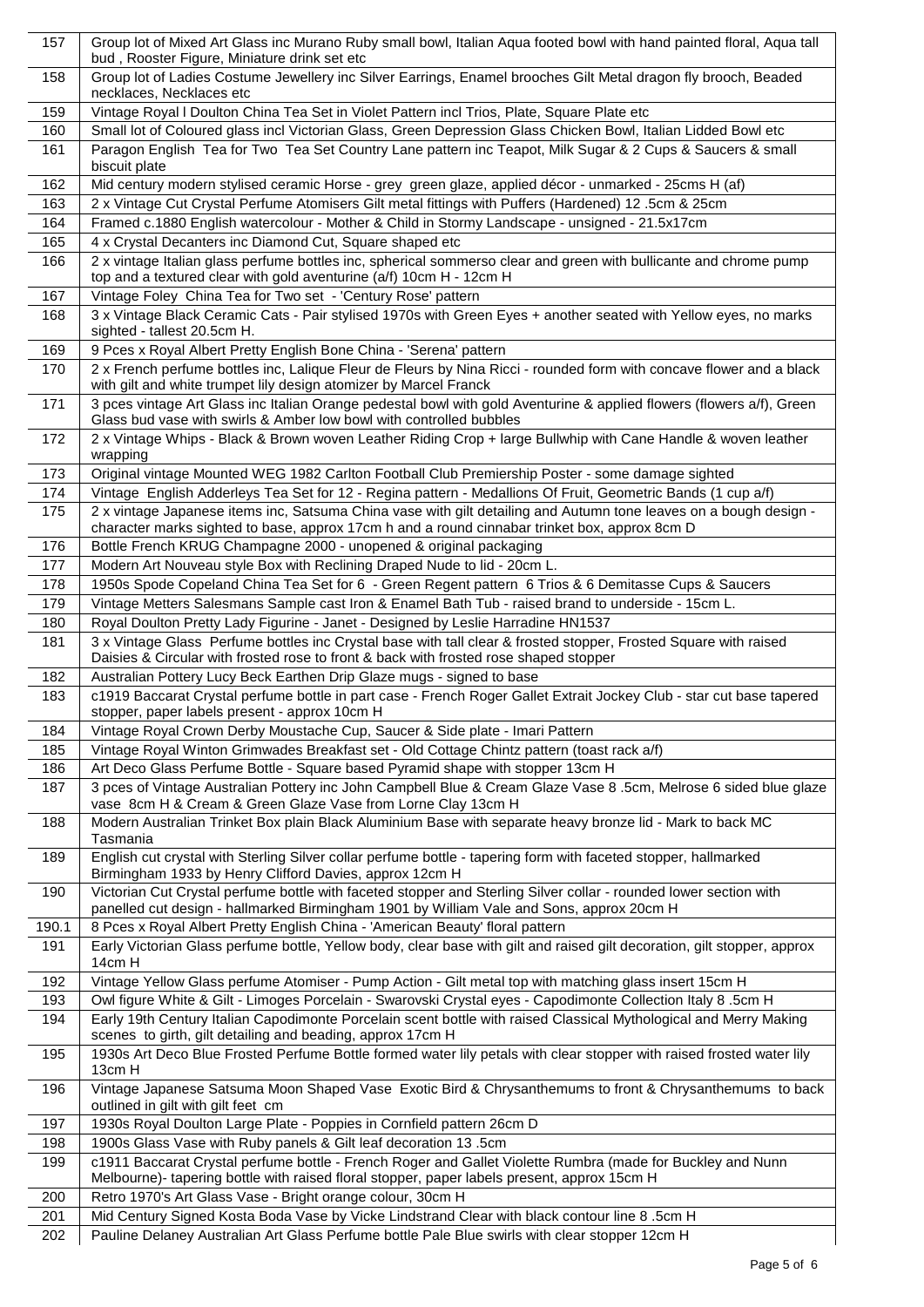| | |
|---|---|
| 157 | Group lot of Mixed Art Glass inc Murano Ruby small bowl, Italian Aqua footed bowl with hand painted floral, Aqua tall bud , Rooster Figure, Miniature drink set etc |
| 158 | Group lot of Ladies Costume Jewellery inc Silver Earrings, Enamel brooches Gilt Metal dragon fly brooch, Beaded necklaces, Necklaces etc |
| 159 | Vintage Royal l Doulton China Tea Set in Violet Pattern incl Trios, Plate, Square Plate etc |
| 160 | Small lot of Coloured glass incl Victorian Glass, Green Depression Glass Chicken Bowl, Italian Lidded Bowl etc |
| 161 | Paragon English Tea for Two Tea Set Country Lane pattern inc Teapot, Milk Sugar & 2 Cups & Saucers & small biscuit plate |
| 162 | Mid century modern stylised ceramic Horse - grey green glaze, applied décor - unmarked - 25cms H (af) |
| 163 | 2 x Vintage Cut Crystal Perfume Atomisers Gilt metal fittings with Puffers (Hardened) 12 .5cm & 25cm |
| 164 | Framed c.1880 English watercolour - Mother & Child in Stormy Landscape - unsigned - 21.5x17cm |
| 165 | 4 x Crystal Decanters inc Diamond Cut, Square shaped etc |
| 166 | 2 x vintage Italian glass perfume bottles inc, spherical sommerso clear and green with bullicante and chrome pump top and a textured clear with gold aventurine (a/f) 10cm H - 12cm H |
| 167 | Vintage Foley China Tea for Two set - 'Century Rose' pattern |
| 168 | 3 x Vintage Black Ceramic Cats - Pair stylised 1970s with Green Eyes + another seated with Yellow eyes, no marks sighted - tallest 20.5cm H. |
| 169 | 9 Pces x Royal Albert Pretty English Bone China - 'Serena' pattern |
| 170 | 2 x French perfume bottles inc, Lalique Fleur de Fleurs by Nina Ricci - rounded form with concave flower and a black with gilt and white trumpet lily design atomizer by Marcel Franck |
| 171 | 3 pces vintage Art Glass inc Italian Orange pedestal bowl with gold Aventurine & applied flowers (flowers a/f), Green Glass bud vase with swirls & Amber low bowl with controlled bubbles |
| 172 | 2 x Vintage Whips - Black & Brown woven Leather Riding Crop + large Bullwhip with Cane Handle & woven leather wrapping |
| 173 | Original vintage Mounted WEG 1982 Carlton Football Club Premiership Poster - some damage sighted |
| 174 | Vintage English Adderleys Tea Set for 12 - Regina pattern - Medallions Of Fruit, Geometric Bands (1 cup a/f) |
| 175 | 2 x vintage Japanese items inc, Satsuma China vase with gilt detailing and Autumn tone leaves on a bough design - character marks sighted to base, approx 17cm h and a round cinnabar trinket box, approx 8cm D |
| 176 | Bottle French KRUG Champagne 2000 - unopened & original packaging |
| 177 | Modern Art Nouveau style Box with Reclining Draped Nude to lid - 20cm L. |
| 178 | 1950s Spode Copeland China Tea Set for 6 - Green Regent pattern 6 Trios & 6 Demitasse Cups & Saucers |
| 179 | Vintage Metters Salesmans Sample cast Iron & Enamel Bath Tub - raised brand to underside - 15cm L. |
| 180 | Royal Doulton Pretty Lady Figurine - Janet - Designed by Leslie Harradine HN1537 |
| 181 | 3 x Vintage Glass Perfume bottles inc Crystal base with tall clear & frosted stopper, Frosted Square with raised Daisies & Circular with frosted rose to front & back with frosted rose shaped stopper |
| 182 | Australian Pottery Lucy Beck Earthen Drip Glaze mugs - signed to base |
| 183 | c1919 Baccarat Crystal perfume bottle in part case - French Roger Gallet Extrait Jockey Club - star cut base tapered stopper, paper labels present - approx 10cm H |
| 184 | Vintage Royal Crown Derby Moustache Cup, Saucer & Side plate - Imari Pattern |
| 185 | Vintage Royal Winton Grimwades Breakfast set - Old Cottage Chintz pattern (toast rack a/f) |
| 186 | Art Deco Glass Perfume Bottle - Square based Pyramid shape with stopper 13cm H |
| 187 | 3 pces of Vintage Australian Pottery inc John Campbell Blue & Cream Glaze Vase 8 .5cm, Melrose 6 sided blue glaze vase 8cm H & Cream & Green Glaze Vase from Lorne Clay 13cm H |
| 188 | Modern Australian Trinket Box plain Black Aluminium Base with separate heavy bronze lid - Mark to back MC Tasmania |
| 189 | English cut crystal with Sterling Silver collar perfume bottle - tapering form with faceted stopper, hallmarked Birmingham 1933 by Henry Clifford Davies, approx 12cm H |
| 190 | Victorian Cut Crystal perfume bottle with faceted stopper and Sterling Silver collar - rounded lower section with panelled cut design - hallmarked Birmingham 1901 by William Vale and Sons, approx 20cm H |
| 190.1 | 8 Pces x Royal Albert Pretty English China - 'American Beauty' floral pattern |
| 191 | Early Victorian Glass perfume bottle, Yellow body, clear base with gilt and raised gilt decoration, gilt stopper, approx 14cm H |
| 192 | Vintage Yellow Glass perfume Atomiser - Pump Action - Gilt metal top with matching glass insert 15cm H |
| 193 | Owl figure White & Gilt - Limoges Porcelain - Swarovski Crystal eyes - Capodimonte Collection Italy 8 .5cm H |
| 194 | Early 19th Century Italian Capodimonte Porcelain scent bottle with raised Classical Mythological and Merry Making scenes to girth, gilt detailing and beading, approx 17cm H |
| 195 | 1930s Art Deco Blue Frosted Perfume Bottle formed water lily petals with clear stopper with raised frosted water lily 13cm H |
| 196 | Vintage Japanese Satsuma Moon Shaped Vase Exotic Bird & Chrysanthemums to front & Chrysanthemums to back outlined in gilt with gilt feet cm |
| 197 | 1930s Royal Doulton Large Plate - Poppies in Cornfield pattern 26cm D |
| 198 | 1900s Glass Vase with Ruby panels & Gilt leaf decoration 13 .5cm |
| 199 | c1911 Baccarat Crystal perfume bottle - French Roger and Gallet Violette Rumbra (made for Buckley and Nunn Melbourne)- tapering bottle with raised floral stopper, paper labels present, approx 15cm H |
| 200 | Retro 1970's Art Glass Vase - Bright orange colour, 30cm H |
| 201 | Mid Century Signed Kosta Boda Vase by Vicke Lindstrand Clear with black contour line 8 .5cm H |
| 202 | Pauline Delaney Australian Art Glass Perfume bottle Pale Blue swirls with clear stopper 12cm H |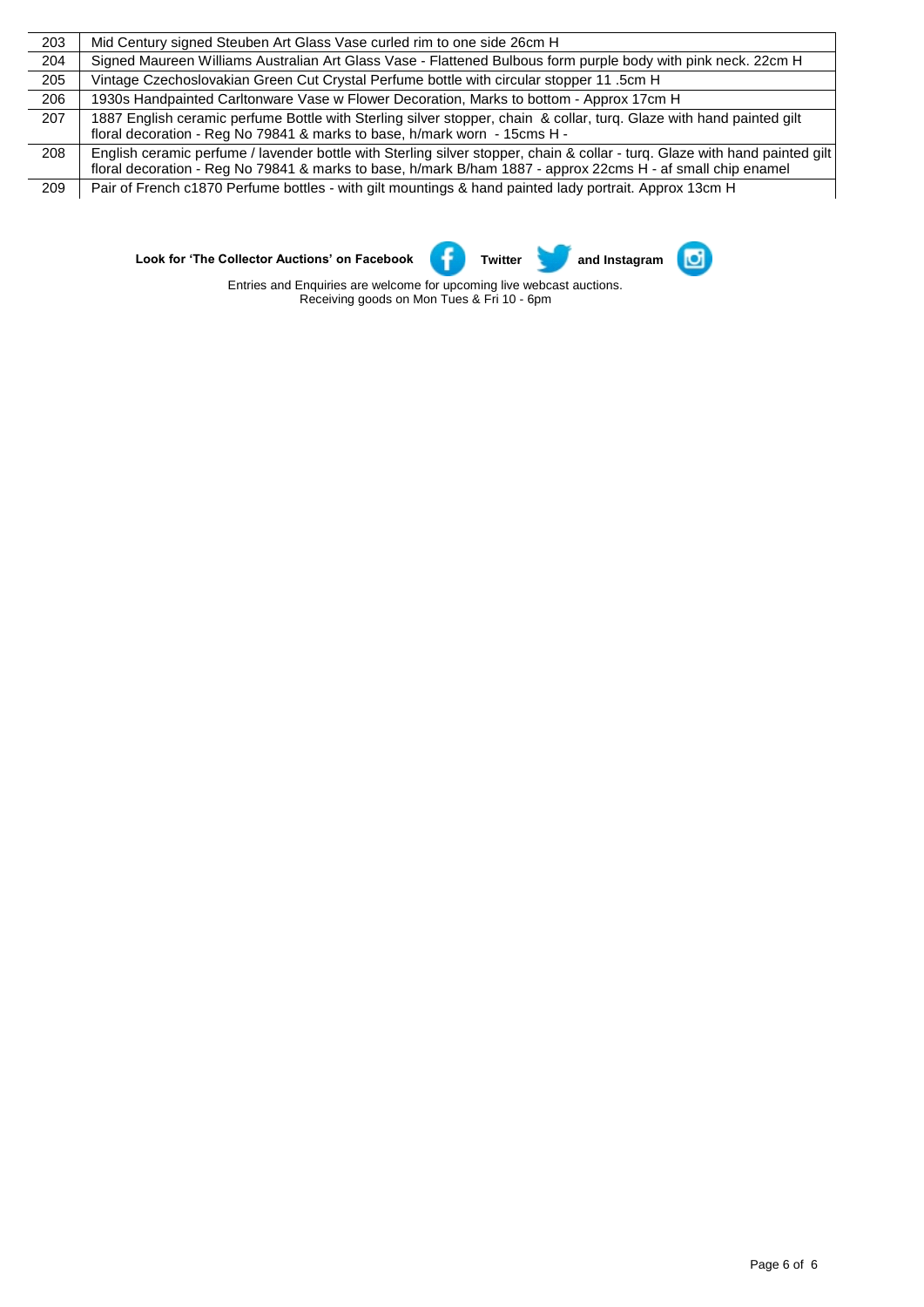| | |
|---|---|
| 203 | Mid Century signed Steuben Art Glass Vase curled rim to one side 26cm H |
| 204 | Signed Maureen Williams Australian Art Glass Vase - Flattened Bulbous form purple body with pink neck. 22cm H |
| 205 | Vintage Czechoslovakian Green Cut Crystal Perfume bottle with circular stopper 11 .5cm H |
| 206 | 1930s Handpainted Carltonware Vase w Flower Decoration, Marks to bottom - Approx 17cm H |
| 207 | 1887 English ceramic perfume Bottle with Sterling silver stopper, chain & collar, turq. Glaze with hand painted gilt floral decoration - Reg No 79841 & marks to base, h/mark worn - 15cms H - |
| 208 | English ceramic perfume / lavender bottle with Sterling silver stopper, chain & collar - turq. Glaze with hand painted gilt floral decoration - Reg No 79841 & marks to base, h/mark B/ham 1887 - approx 22cms H - af small chip enamel |
| 209 | Pair of French c1870 Perfume bottles - with gilt mountings & hand painted lady portrait. Approx 13cm H |

**Look for 'The Collector Auctions' on Facebook Twitter and Instagram**

Entries and Enquiries are welcome for upcoming live webcast auctions.
Receiving goods on Mon Tues & Fri 10 - 6pm